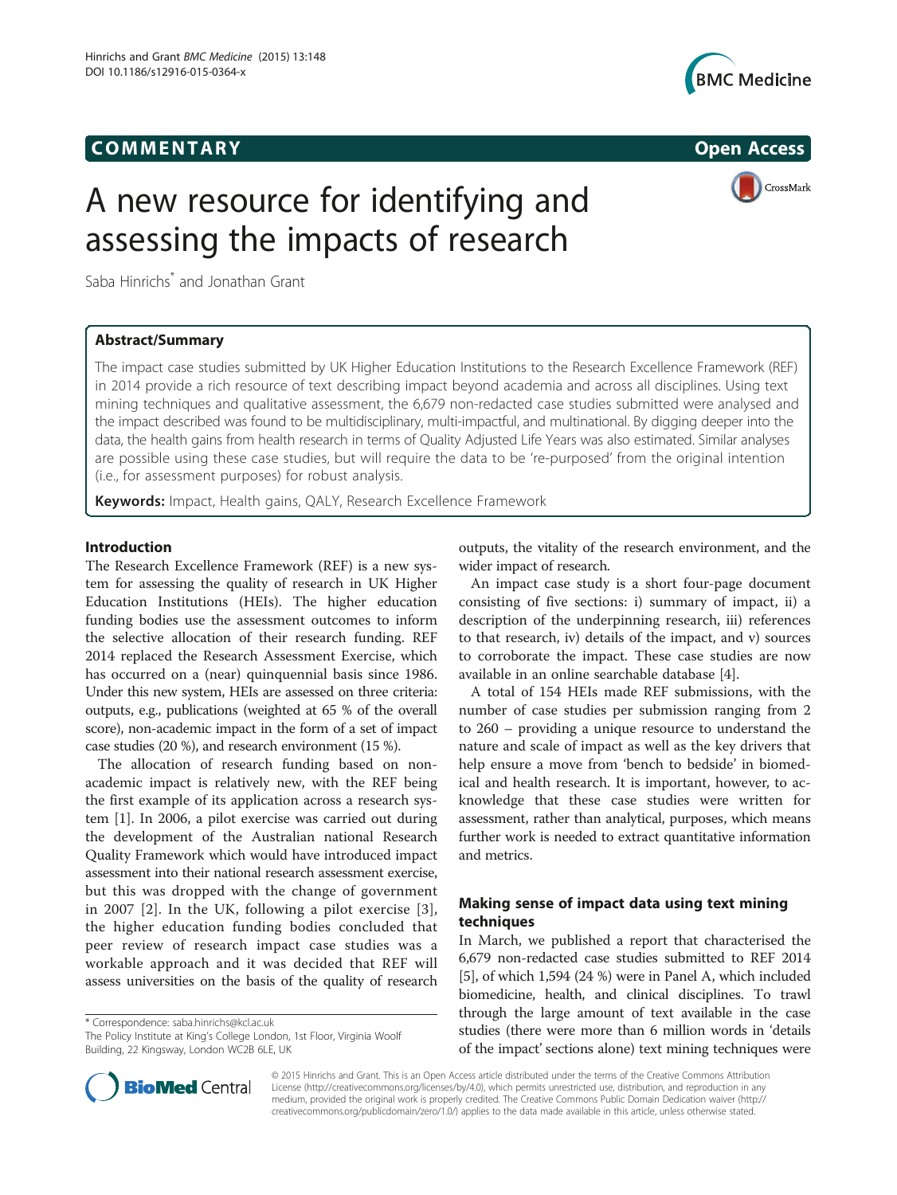COMMENTARY

Open Access

# A new resource for identifying and assessing the impacts of research

Saba Hinrichs* and Jonathan Grant

## Abstract/Summary

The impact case studies submitted by UK Higher Education Institutions to the Research Excellence Framework (REF) in 2014 provide a rich resource of text describing impact beyond academia and across all disciplines. Using text mining techniques and qualitative assessment, the 6,679 non-redacted case studies submitted were analysed and the impact described was found to be multidisciplinary, multi-impactful, and multinational. By digging deeper into the data, the health gains from health research in terms of Quality Adjusted Life Years was also estimated. Similar analyses are possible using these case studies, but will require the data to be 're-purposed' from the original intention (i.e., for assessment purposes) for robust analysis.

**Keywords:** Impact, Health gains, QALY, Research Excellence Framework

## Introduction

The Research Excellence Framework (REF) is a new system for assessing the quality of research in UK Higher Education Institutions (HEIs). The higher education funding bodies use the assessment outcomes to inform the selective allocation of their research funding. REF 2014 replaced the Research Assessment Exercise, which has occurred on a (near) quinquennial basis since 1986. Under this new system, HEIs are assessed on three criteria: outputs, e.g., publications (weighted at 65 % of the overall score), non-academic impact in the form of a set of impact case studies (20 %), and research environment (15 %).

The allocation of research funding based on non-academic impact is relatively new, with the REF being the first example of its application across a research system [1]. In 2006, a pilot exercise was carried out during the development of the Australian national Research Quality Framework which would have introduced impact assessment into their national research assessment exercise, but this was dropped with the change of government in 2007 [2]. In the UK, following a pilot exercise [3], the higher education funding bodies concluded that peer review of research impact case studies was a workable approach and it was decided that REF will assess universities on the basis of the quality of research outputs, the vitality of the research environment, and the wider impact of research.

An impact case study is a short four-page document consisting of five sections: i) summary of impact, ii) a description of the underpinning research, iii) references to that research, iv) details of the impact, and v) sources to corroborate the impact. These case studies are now available in an online searchable database [4].

A total of 154 HEIs made REF submissions, with the number of case studies per submission ranging from 2 to 260 – providing a unique resource to understand the nature and scale of impact as well as the key drivers that help ensure a move from 'bench to bedside' in biomedical and health research. It is important, however, to acknowledge that these case studies were written for assessment, rather than analytical, purposes, which means further work is needed to extract quantitative information and metrics.

## Making sense of impact data using text mining techniques

In March, we published a report that characterised the 6,679 non-redacted case studies submitted to REF 2014 [5], of which 1,594 (24 %) were in Panel A, which included biomedicine, health, and clinical disciplines. To trawl through the large amount of text available in the case studies (there were more than 6 million words in 'details of the impact' sections alone) text mining techniques were

\* Correspondence: saba.hinrichs@kcl.ac.uk
The Policy Institute at King's College London, 1st Floor, Virginia Woolf Building, 22 Kingsway, London WC2B 6LE, UK

© 2015 Hinrichs and Grant. This is an Open Access article distributed under the terms of the Creative Commons Attribution License (http://creativecommons.org/licenses/by/4.0), which permits unrestricted use, distribution, and reproduction in any medium, provided the original work is properly credited. The Creative Commons Public Domain Dedication waiver (http://creativecommons.org/publicdomain/zero/1.0/) applies to the data made available in this article, unless otherwise stated.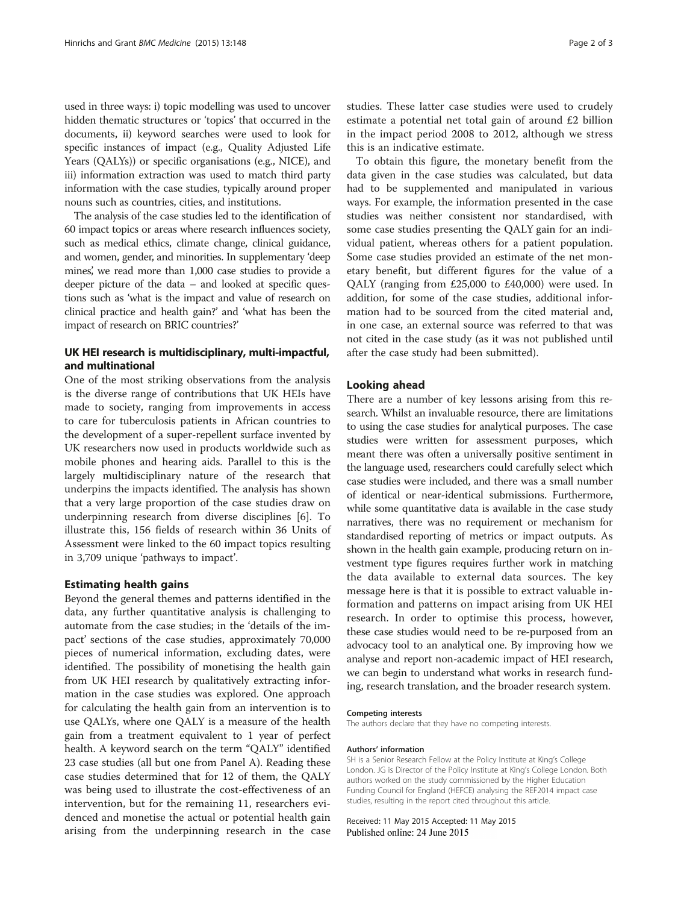used in three ways: i) topic modelling was used to uncover hidden thematic structures or 'topics' that occurred in the documents, ii) keyword searches were used to look for specific instances of impact (e.g., Quality Adjusted Life Years (QALYs)) or specific organisations (e.g., NICE), and iii) information extraction was used to match third party information with the case studies, typically around proper nouns such as countries, cities, and institutions.

The analysis of the case studies led to the identification of 60 impact topics or areas where research influences society, such as medical ethics, climate change, clinical guidance, and women, gender, and minorities. In supplementary 'deep mines,' we read more than 1,000 case studies to provide a deeper picture of the data – and looked at specific questions such as 'what is the impact and value of research on clinical practice and health gain?' and 'what has been the impact of research on BRIC countries?'

## UK HEI research is multidisciplinary, multi-impactful, and multinational

One of the most striking observations from the analysis is the diverse range of contributions that UK HEIs have made to society, ranging from improvements in access to care for tuberculosis patients in African countries to the development of a super-repellent surface invented by UK researchers now used in products worldwide such as mobile phones and hearing aids. Parallel to this is the largely multidisciplinary nature of the research that underpins the impacts identified. The analysis has shown that a very large proportion of the case studies draw on underpinning research from diverse disciplines [6]. To illustrate this, 156 fields of research within 36 Units of Assessment were linked to the 60 impact topics resulting in 3,709 unique 'pathways to impact'.

## Estimating health gains

Beyond the general themes and patterns identified in the data, any further quantitative analysis is challenging to automate from the case studies; in the 'details of the impact' sections of the case studies, approximately 70,000 pieces of numerical information, excluding dates, were identified. The possibility of monetising the health gain from UK HEI research by qualitatively extracting information in the case studies was explored. One approach for calculating the health gain from an intervention is to use QALYs, where one QALY is a measure of the health gain from a treatment equivalent to 1 year of perfect health. A keyword search on the term "QALY" identified 23 case studies (all but one from Panel A). Reading these case studies determined that for 12 of them, the QALY was being used to illustrate the cost-effectiveness of an intervention, but for the remaining 11, researchers evidenced and monetise the actual or potential health gain arising from the underpinning research in the case studies. These latter case studies were used to crudely estimate a potential net total gain of around £2 billion in the impact period 2008 to 2012, although we stress this is an indicative estimate.

To obtain this figure, the monetary benefit from the data given in the case studies was calculated, but data had to be supplemented and manipulated in various ways. For example, the information presented in the case studies was neither consistent nor standardised, with some case studies presenting the QALY gain for an individual patient, whereas others for a patient population. Some case studies provided an estimate of the net monetary benefit, but different figures for the value of a QALY (ranging from £25,000 to £40,000) were used. In addition, for some of the case studies, additional information had to be sourced from the cited material and, in one case, an external source was referred to that was not cited in the case study (as it was not published until after the case study had been submitted).

## Looking ahead

There are a number of key lessons arising from this research. Whilst an invaluable resource, there are limitations to using the case studies for analytical purposes. The case studies were written for assessment purposes, which meant there was often a universally positive sentiment in the language used, researchers could carefully select which case studies were included, and there was a small number of identical or near-identical submissions. Furthermore, while some quantitative data is available in the case study narratives, there was no requirement or mechanism for standardised reporting of metrics or impact outputs. As shown in the health gain example, producing return on investment type figures requires further work in matching the data available to external data sources. The key message here is that it is possible to extract valuable information and patterns on impact arising from UK HEI research. In order to optimise this process, however, these case studies would need to be re-purposed from an advocacy tool to an analytical one. By improving how we analyse and report non-academic impact of HEI research, we can begin to understand what works in research funding, research translation, and the broader research system.

#### Competing interests

The authors declare that they have no competing interests.

#### Authors' information

SH is a Senior Research Fellow at the Policy Institute at King's College London. JG is Director of the Policy Institute at King's College London. Both authors worked on the study commissioned by the Higher Education Funding Council for England (HEFCE) analysing the REF2014 impact case studies, resulting in the report cited throughout this article.

Received: 11 May 2015 Accepted: 11 May 2015
Published online: 24 June 2015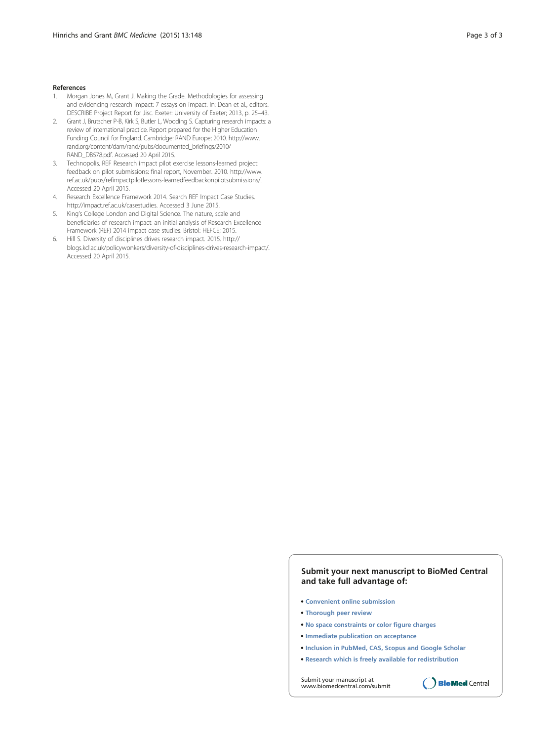## References

1. Morgan Jones M, Grant J. Making the Grade. Methodologies for assessing and evidencing research impact: 7 essays on impact. In: Dean et al., editors. DESCRIBE Project Report for Jisc. Exeter: University of Exeter; 2013, p. 25–43.
2. Grant J, Brutscher P-B, Kirk S, Butler L, Wooding S. Capturing research impacts: a review of international practice. Report prepared for the Higher Education Funding Council for England. Cambridge: RAND Europe; 2010. http://www.rand.org/content/dam/rand/pubs/documented_briefings/2010/RAND_DB578.pdf. Accessed 20 April 2015.
3. Technopolis. REF Research impact pilot exercise lessons-learned project: feedback on pilot submissions: final report, November. 2010. http://www.ref.ac.uk/pubs/refimpactpilotlessons-learnedfeedbackonpilotsubmissions/. Accessed 20 April 2015.
4. Research Excellence Framework 2014. Search REF Impact Case Studies. http://impact.ref.ac.uk/casestudies. Accessed 3 June 2015.
5. King's College London and Digital Science. The nature, scale and beneficiaries of research impact: an initial analysis of Research Excellence Framework (REF) 2014 impact case studies. Bristol: HEFCE; 2015.
6. Hill S. Diversity of disciplines drives research impact. 2015. http://blogs.kcl.ac.uk/policywonkers/diversity-of-disciplines-drives-research-impact/. Accessed 20 April 2015.

**Submit your next manuscript to BioMed Central and take full advantage of:**

- **Convenient online submission**
- **Thorough peer review**
- **No space constraints or color figure charges**
- **Immediate publication on acceptance**
- **Inclusion in PubMed, CAS, Scopus and Google Scholar**
- **Research which is freely available for redistribution**

Submit your manuscript at
www.biomedcentral.com/submit

BioMed Central